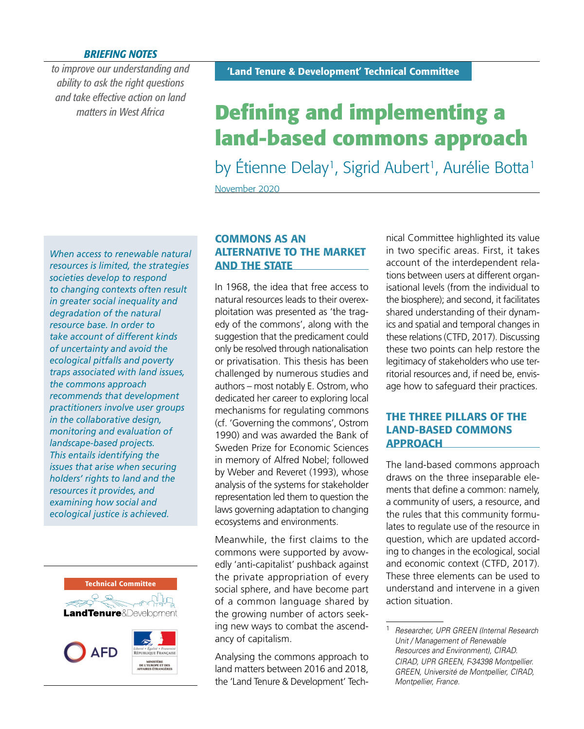*BRIEFING NOTES*

*to improve our understanding and ability to ask the right questions and take effective action on land matters in West Africa*

**'Land Tenure & Development' Technical Committee**

# Defining and implementing a land-based commons approach

by Étienne Delay[1], Sigrid Aubert[1], Aurélie Botta[1]

November 2020

*When access to renewable natural resources is limited, the strategies societies develop to respond to changing contexts often result in greater social inequality and degradation of the natural resource base. In order to take account of different kinds of uncertainty and avoid the ecological pitfalls and poverty traps associated with land issues, the commons approach recommends that development practitioners involve user groups in the collaborative design, monitoring and evaluation of landscape-based projects. This entails identifying the issues that arise when securing holders' rights to land and the resources it provides, and examining how social and ecological justice is achieved.*

## COMMONS AS AN ALTERNATIVE TO THE MARKET AND THE STATE

In 1968, the idea that free access to natural resources leads to their overexploitation was presented as 'the tragedy of the commons', along with the suggestion that the predicament could only be resolved through nationalisation or privatisation. This thesis has been challenged by numerous studies and authors – most notably E. Ostrom, who dedicated her career to exploring local mechanisms for regulating commons (cf. 'Governing the commons', Ostrom 1990) and was awarded the Bank of Sweden Prize for Economic Sciences in memory of Alfred Nobel; followed by Weber and Reveret (1993), whose analysis of the systems for stakeholder representation led them to question the laws governing adaptation to changing ecosystems and environments.

Meanwhile, the first claims to the commons were supported by avowedly 'anti-capitalist' pushback against the private appropriation of every social sphere, and have become part of a common language shared by the growing number of actors seeking new ways to combat the ascendancy of capitalism.

Analysing the commons approach to land matters between 2016 and 2018, the 'Land Tenure & Development' Technical Committee highlighted its value in two specific areas. First, it takes account of the interdependent relations between users at different organisational levels (from the individual to the biosphere); and second, it facilitates shared understanding of their dynamics and spatial and temporal changes in these relations (CTFD, 2017). Discussing these two points can help restore the legitimacy of stakeholders who use territorial resources and, if need be, envisage how to safeguard their practices.

## THE THREE PILLARS OF THE LAND-BASED COMMONS APPROACH

The land-based commons approach draws on the three inseparable elements that define a common: namely, a community of users, a resource, and the rules that this community formulates to regulate use of the resource in question, which are updated according to changes in the ecological, social and economic context (CTFD, 2017). These three elements can be used to understand and intervene in a given action situation.

[1] Researcher, UPR GREEN (Internal Research Unit / Management of Renewable Resources and Environment), CIRAD. CIRAD, UPR GREEN, F-34398 Montpellier. GREEN, Université de Montpellier, CIRAD, Montpellier, France.

Technical Committee LandTenure&Development

AFD

Liberté • Égalité • Fraternité RÉPUBLIQUE FRANÇAISE MINISTÈRE DE L'EUROPE ET DES AFFAIRES ÉTRANGÈRES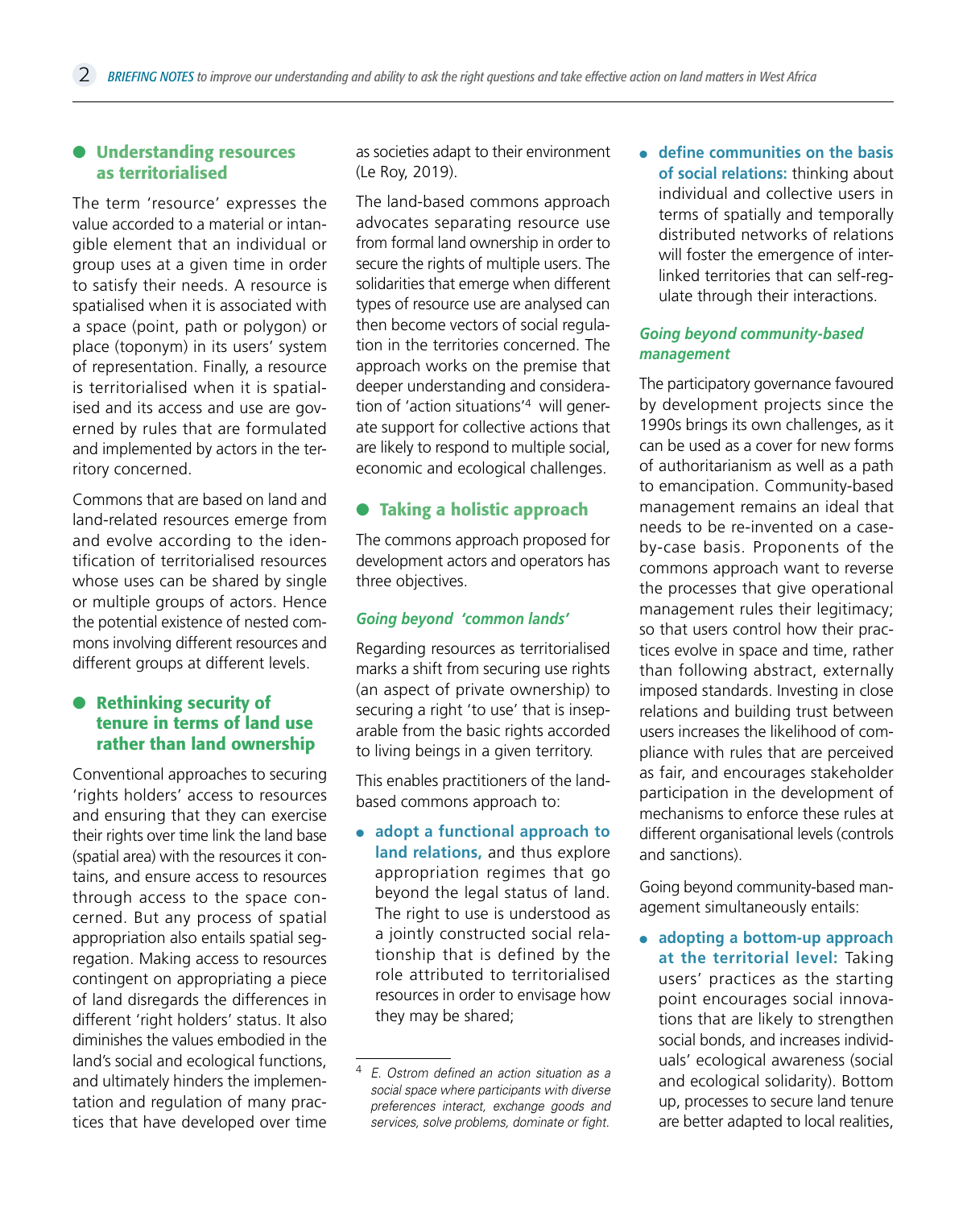## Understanding resources as territorialised

The term 'resource' expresses the value accorded to a material or intangible element that an individual or group uses at a given time in order to satisfy their needs. A resource is spatialised when it is associated with a space (point, path or polygon) or place (toponym) in its users' system of representation. Finally, a resource is territorialised when it is spatialised and its access and use are governed by rules that are formulated and implemented by actors in the territory concerned.

Commons that are based on land and land-related resources emerge from and evolve according to the identification of territorialised resources whose uses can be shared by single or multiple groups of actors. Hence the potential existence of nested commons involving different resources and different groups at different levels.

## Rethinking security of tenure in terms of land use rather than land ownership

Conventional approaches to securing 'rights holders' access to resources and ensuring that they can exercise their rights over time link the land base (spatial area) with the resources it contains, and ensure access to resources through access to the space concerned. But any process of spatial appropriation also entails spatial segregation. Making access to resources contingent on appropriating a piece of land disregards the differences in different 'right holders' status. It also diminishes the values embodied in the land's social and ecological functions, and ultimately hinders the implementation and regulation of many practices that have developed over time as societies adapt to their environment (Le Roy, 2019).

The land-based commons approach advocates separating resource use from formal land ownership in order to secure the rights of multiple users. The solidarities that emerge when different types of resource use are analysed can then become vectors of social regulation in the territories concerned. The approach works on the premise that deeper understanding and consideration of 'action situations'[4] will generate support for collective actions that are likely to respond to multiple social, economic and ecological challenges.

## Taking a holistic approach

The commons approach proposed for development actors and operators has three objectives.

### *Going beyond 'common lands'*

Regarding resources as territorialised marks a shift from securing use rights (an aspect of private ownership) to securing a right 'to use' that is inseparable from the basic rights accorded to living beings in a given territory.

This enables practitioners of the land-based commons approach to:

- **adopt a functional approach to land relations,** and thus explore appropriation regimes that go beyond the legal status of land. The right to use is understood as a jointly constructed social relationship that is defined by the role attributed to territorialised resources in order to envisage how they may be shared;
- **define communities on the basis of social relations:** thinking about individual and collective users in terms of spatially and temporally distributed networks of relations will foster the emergence of interlinked territories that can self-regulate through their interactions.

### *Going beyond community-based management*

The participatory governance favoured by development projects since the 1990s brings its own challenges, as it can be used as a cover for new forms of authoritarianism as well as a path to emancipation. Community-based management remains an ideal that needs to be re-invented on a case-by-case basis. Proponents of the commons approach want to reverse the processes that give operational management rules their legitimacy; so that users control how their practices evolve in space and time, rather than following abstract, externally imposed standards. Investing in close relations and building trust between users increases the likelihood of compliance with rules that are perceived as fair, and encourages stakeholder participation in the development of mechanisms to enforce these rules at different organisational levels (controls and sanctions).

Going beyond community-based management simultaneously entails:

- **adopting a bottom-up approach at the territorial level:** Taking users' practices as the starting point encourages social innovations that are likely to strengthen social bonds, and increases individuals' ecological awareness (social and ecological solidarity). Bottom up, processes to secure land tenure are better adapted to local realities,

---

[4] *E. Ostrom defined an action situation as a social space where participants with diverse preferences interact, exchange goods and services, solve problems, dominate or fight.*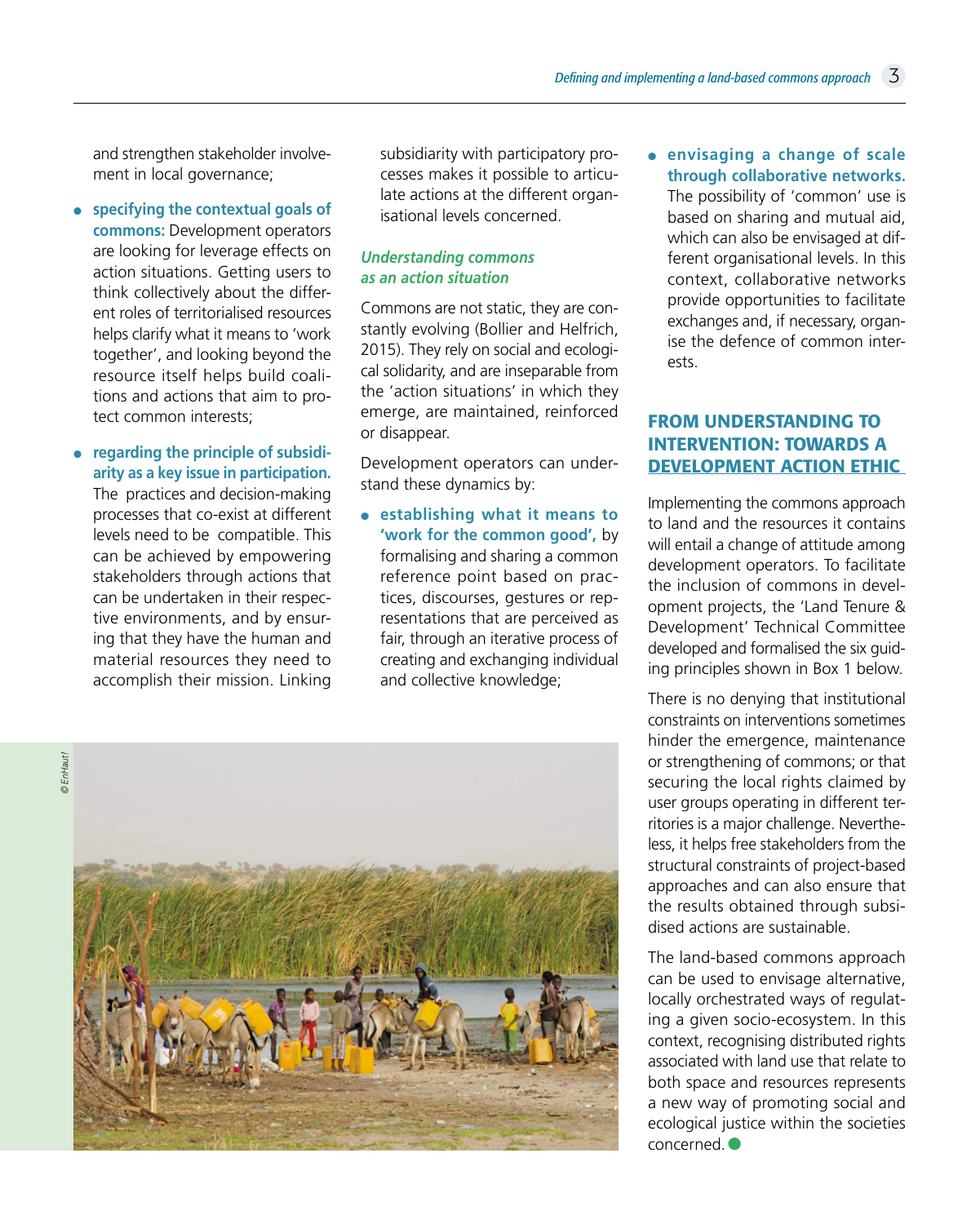and strengthen stakeholder involvement in local governance;

- **specifying the contextual goals of commons:** Development operators are looking for leverage effects on action situations. Getting users to think collectively about the different roles of territorialised resources helps clarify what it means to 'work together', and looking beyond the resource itself helps build coalitions and actions that aim to protect common interests;
- **regarding the principle of subsidiarity as a key issue in participation.** The practices and decision-making processes that co-exist at different levels need to be compatible. This can be achieved by empowering stakeholders through actions that can be undertaken in their respective environments, and by ensuring that they have the human and material resources they need to accomplish their mission. Linking subsidiarity with participatory processes makes it possible to articulate actions at the different organisational levels concerned.

### *Understanding commons as an action situation*

Commons are not static, they are constantly evolving (Bollier and Helfrich, 2015). They rely on social and ecological solidarity, and are inseparable from the 'action situations' in which they emerge, are maintained, reinforced or disappear.

Development operators can understand these dynamics by:

- **establishing what it means to 'work for the common good',** by formalising and sharing a common reference point based on practices, discourses, gestures or representations that are perceived as fair, through an iterative process of creating and exchanging individual and collective knowledge;
- **envisaging a change of scale through collaborative networks.** The possibility of 'common' use is based on sharing and mutual aid, which can also be envisaged at different organisational levels. In this context, collaborative networks provide opportunities to facilitate exchanges and, if necessary, organise the defence of common interests.

© EnHaut!

## FROM UNDERSTANDING TO INTERVENTION: TOWARDS A DEVELOPMENT ACTION ETHIC

Implementing the commons approach to land and the resources it contains will entail a change of attitude among development operators. To facilitate the inclusion of commons in development projects, the 'Land Tenure & Development' Technical Committee developed and formalised the six guiding principles shown in Box 1 below.

There is no denying that institutional constraints on interventions sometimes hinder the emergence, maintenance or strengthening of commons; or that securing the local rights claimed by user groups operating in different territories is a major challenge. Nevertheless, it helps free stakeholders from the structural constraints of project-based approaches and can also ensure that the results obtained through subsidised actions are sustainable.

The land-based commons approach can be used to envisage alternative, locally orchestrated ways of regulating a given socio-ecosystem. In this context, recognising distributed rights associated with land use that relate to both space and resources represents a new way of promoting social and ecological justice within the societies concerned.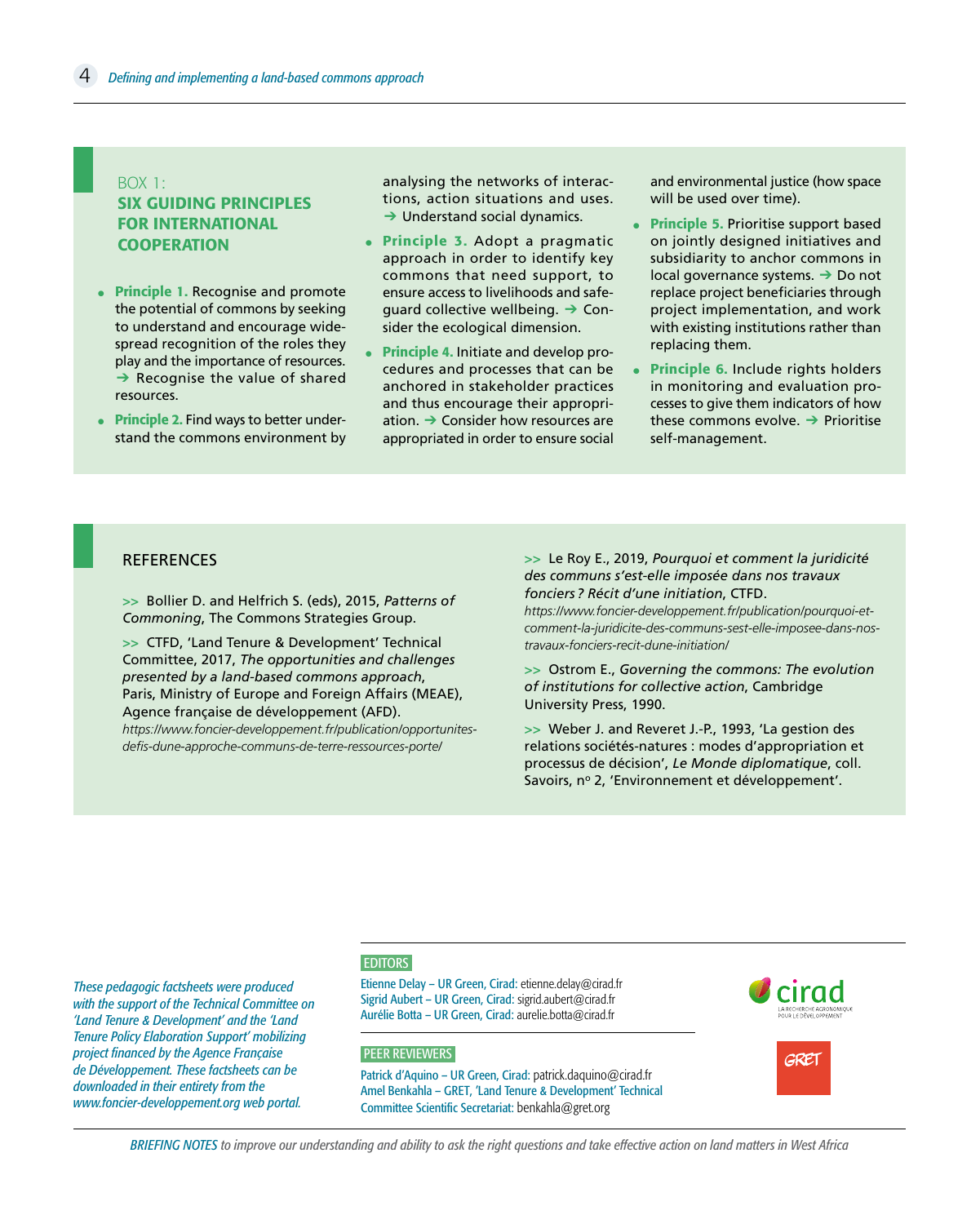## BOX 1: SIX GUIDING PRINCIPLES FOR INTERNATIONAL COOPERATION

- **Principle 1.** Recognise and promote the potential of commons by seeking to understand and encourage widespread recognition of the roles they play and the importance of resources. ➔ Recognise the value of shared resources.
- **Principle 2.** Find ways to better understand the commons environment by analysing the networks of interactions, action situations and uses. ➔ Understand social dynamics.
- **Principle 3.** Adopt a pragmatic approach in order to identify key commons that need support, to ensure access to livelihoods and safeguard collective wellbeing. ➔ Consider the ecological dimension.
- **Principle 4.** Initiate and develop procedures and processes that can be anchored in stakeholder practices and thus encourage their appropriation. ➔ Consider how resources are appropriated in order to ensure social and environmental justice (how space will be used over time).
- **Principle 5.** Prioritise support based on jointly designed initiatives and subsidiarity to anchor commons in local governance systems. ➔ Do not replace project beneficiaries through project implementation, and work with existing institutions rather than replacing them.
- **Principle 6.** Include rights holders in monitoring and evaluation processes to give them indicators of how these commons evolve. ➔ Prioritise self-management.

## REFERENCES

>> Bollier D. and Helfrich S. (eds), 2015, *Patterns of Commoning*, The Commons Strategies Group.

>> CTFD, 'Land Tenure & Development' Technical Committee, 2017, *The opportunities and challenges presented by a land-based commons approach*, Paris, Ministry of Europe and Foreign Affairs (MEAE), Agence française de développement (AFD).
*https://www.foncier-developpement.fr/publication/opportunites-defis-dune-approche-communs-de-terre-ressources-porte/*

>> Le Roy E., 2019, *Pourquoi et comment la juridicité des communs s'est-elle imposée dans nos travaux fonciers ? Récit d'une initiation*, CTFD.
*https://www.foncier-developpement.fr/publication/pourquoi-et-comment-la-juridicite-des-communs-sest-elle-imposee-dans-nos-travaux-fonciers-recit-dune-initiation/*

>> Ostrom E., *Governing the commons: The evolution of institutions for collective action*, Cambridge University Press, 1990.

>> Weber J. and Reveret J.-P., 1993, 'La gestion des relations sociétés-natures : modes d'appropriation et processus de décision', *Le Monde diplomatique*, coll. Savoirs, nº 2, 'Environnement et développement'.

*These pedagogic factsheets were produced with the support of the Technical Committee on 'Land Tenure & Development' and the 'Land Tenure Policy Elaboration Support' mobilizing project financed by the Agence Française de Développement. These factsheets can be downloaded in their entirety from the www.foncier-developpement.org web portal.*

**EDITORS**

Etienne Delay – UR Green, Cirad: etienne.delay@cirad.fr
Sigrid Aubert – UR Green, Cirad: sigrid.aubert@cirad.fr
Aurélie Botta – UR Green, Cirad: aurelie.botta@cirad.fr

**PEER REVIEWERS**

Patrick d'Aquino – UR Green, Cirad: patrick.daquino@cirad.fr
Amel Benkahla – GRET, 'Land Tenure & Development' Technical Committee Scientific Secretariat: benkahla@gret.org

cirad — LA RECHERCHE AGRONOMIQUE POUR LE DÉVELOPPEMENT

GRET

*BRIEFING NOTES to improve our understanding and ability to ask the right questions and take effective action on land matters in West Africa*